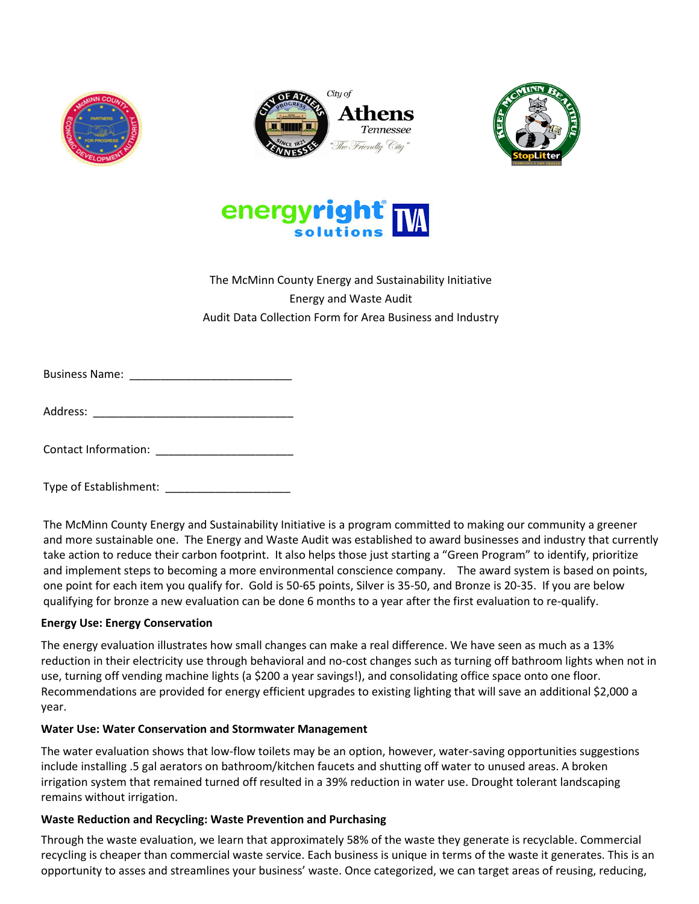The McMinn County Energy and Sustainability Initiative
Energy and Waste Audit
Audit Data Collection Form for Area Business and Industry

Business Name: ___________________________

Address: _________________________________

Contact Information: _______________________

Type of Establishment: _____________________

The McMinn County Energy and Sustainability Initiative is a program committed to making our community a greener and more sustainable one. The Energy and Waste Audit was established to award businesses and industry that currently take action to reduce their carbon footprint. It also helps those just starting a "Green Program" to identify, prioritize and implement steps to becoming a more environmental conscience company. The award system is based on points, one point for each item you qualify for. Gold is 50-65 points, Silver is 35-50, and Bronze is 20-35. If you are below qualifying for bronze a new evaluation can be done 6 months to a year after the first evaluation to re-qualify.

**Energy Use: Energy Conservation**

The energy evaluation illustrates how small changes can make a real difference. We have seen as much as a 13% reduction in their electricity use through behavioral and no-cost changes such as turning off bathroom lights when not in use, turning off vending machine lights (a $200 a year savings!), and consolidating office space onto one floor. Recommendations are provided for energy efficient upgrades to existing lighting that will save an additional $2,000 a year.

**Water Use: Water Conservation and Stormwater Management**

The water evaluation shows that low-flow toilets may be an option, however, water-saving opportunities suggestions include installing .5 gal aerators on bathroom/kitchen faucets and shutting off water to unused areas. A broken irrigation system that remained turned off resulted in a 39% reduction in water use. Drought tolerant landscaping remains without irrigation.

**Waste Reduction and Recycling: Waste Prevention and Purchasing**

Through the waste evaluation, we learn that approximately 58% of the waste they generate is recyclable. Commercial recycling is cheaper than commercial waste service. Each business is unique in terms of the waste it generates. This is an opportunity to asses and streamlines your business' waste. Once categorized, we can target areas of reusing, reducing,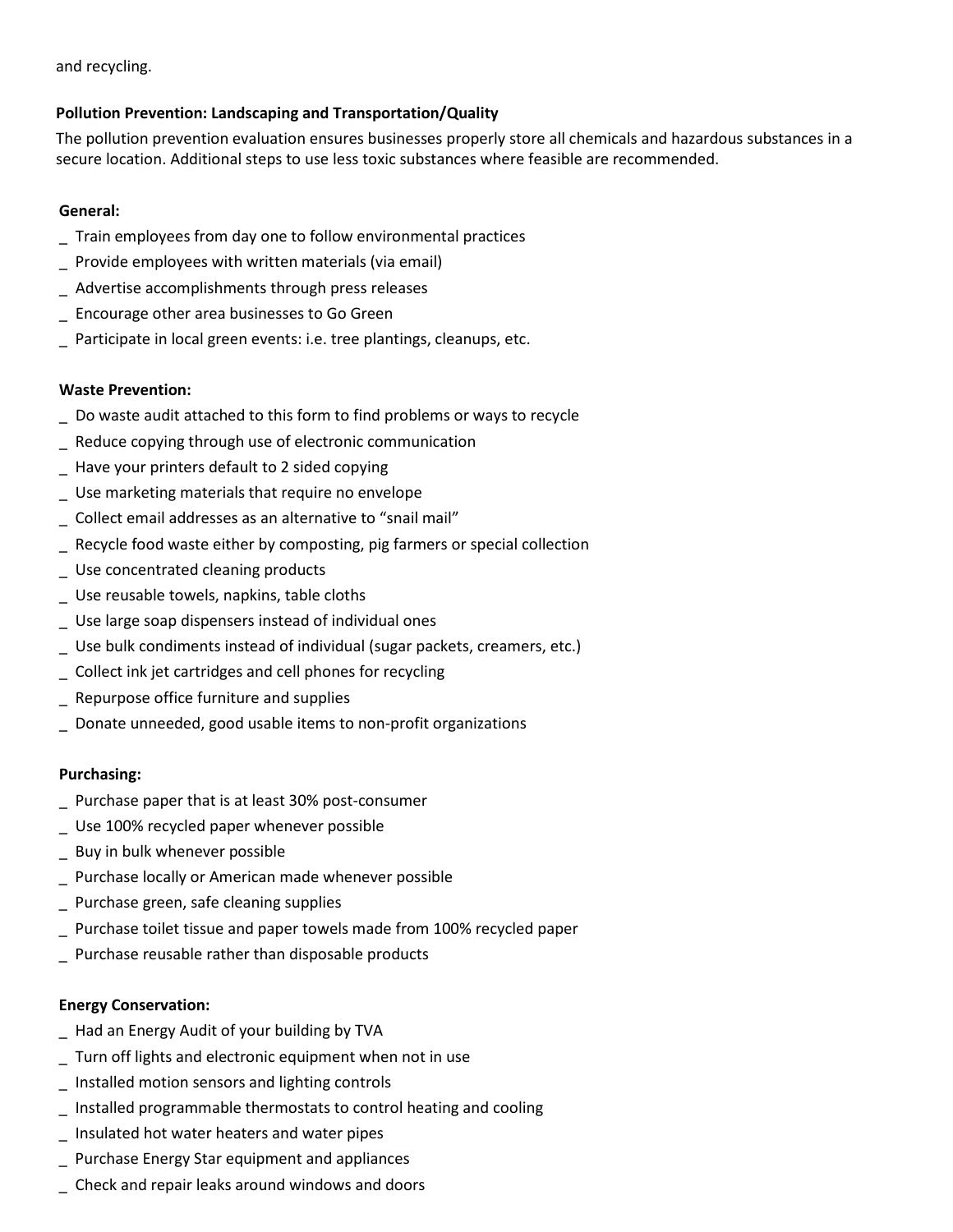and recycling.

**Pollution Prevention: Landscaping and Transportation/Quality**

The pollution prevention evaluation ensures businesses properly store all chemicals and hazardous substances in a secure location. Additional steps to use less toxic substances where feasible are recommended.

**General:**

_ Train employees from day one to follow environmental practices
_ Provide employees with written materials (via email)
_ Advertise accomplishments through press releases
_ Encourage other area businesses to Go Green
_ Participate in local green events: i.e. tree plantings, cleanups, etc.

**Waste Prevention:**

_ Do waste audit attached to this form to find problems or ways to recycle
_ Reduce copying through use of electronic communication
_ Have your printers default to 2 sided copying
_ Use marketing materials that require no envelope
_ Collect email addresses as an alternative to "snail mail"
_ Recycle food waste either by composting, pig farmers or special collection
_ Use concentrated cleaning products
_ Use reusable towels, napkins, table cloths
_ Use large soap dispensers instead of individual ones
_ Use bulk condiments instead of individual (sugar packets, creamers, etc.)
_ Collect ink jet cartridges and cell phones for recycling
_ Repurpose office furniture and supplies
_ Donate unneeded, good usable items to non-profit organizations

**Purchasing:**

_ Purchase paper that is at least 30% post-consumer
_ Use 100% recycled paper whenever possible
_ Buy in bulk whenever possible
_ Purchase locally or American made whenever possible
_ Purchase green, safe cleaning supplies
_ Purchase toilet tissue and paper towels made from 100% recycled paper
_ Purchase reusable rather than disposable products

**Energy Conservation:**

_ Had an Energy Audit of your building by TVA
_ Turn off lights and electronic equipment when not in use
_ Installed motion sensors and lighting controls
_ Installed programmable thermostats to control heating and cooling
_ Insulated hot water heaters and water pipes
_ Purchase Energy Star equipment and appliances
_ Check and repair leaks around windows and doors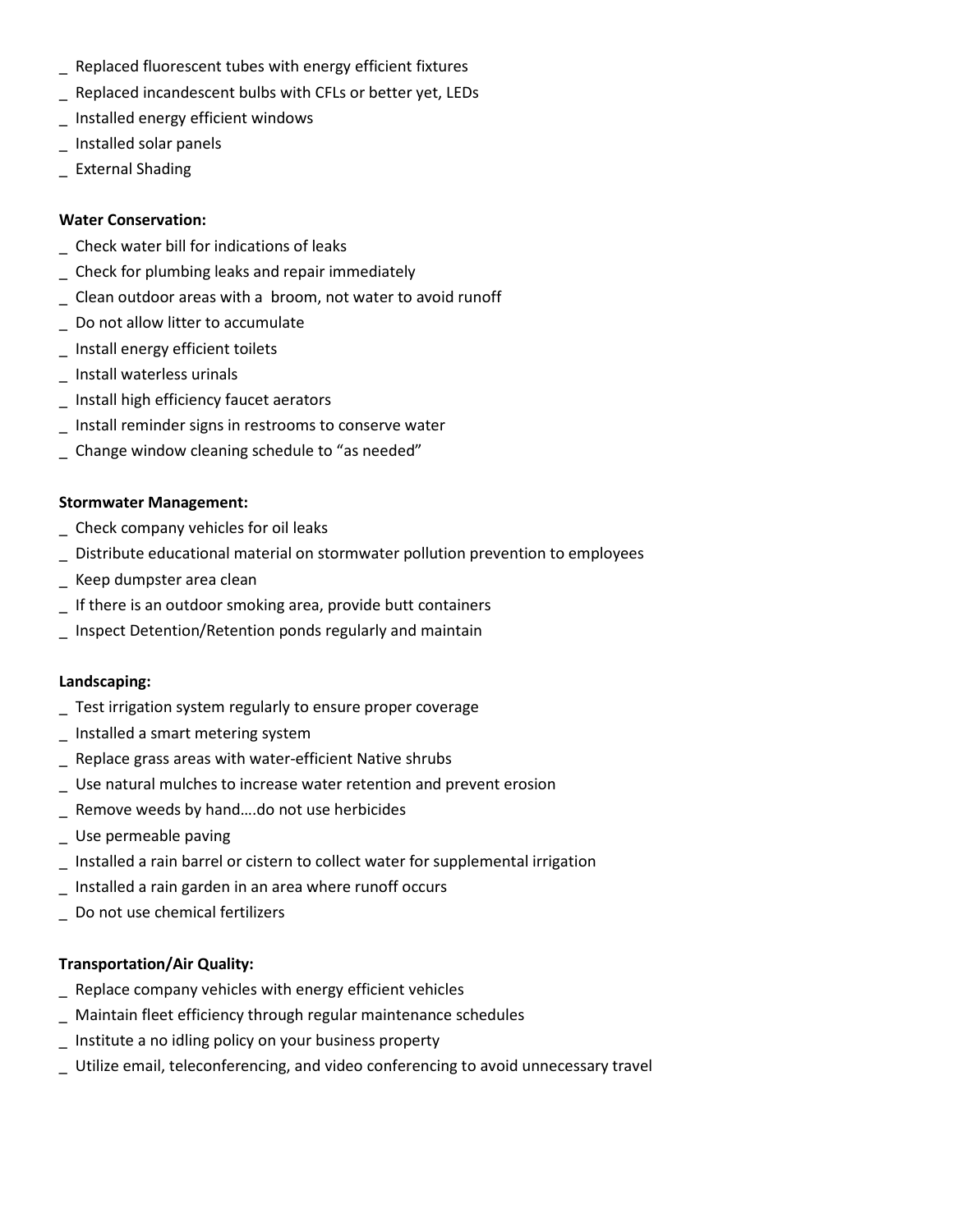_ Replaced fluorescent tubes with energy efficient fixtures
_ Replaced incandescent bulbs with CFLs or better yet, LEDs
_ Installed energy efficient windows
_ Installed solar panels
_ External Shading

**Water Conservation:**

_ Check water bill for indications of leaks
_ Check for plumbing leaks and repair immediately
_ Clean outdoor areas with a  broom, not water to avoid runoff
_ Do not allow litter to accumulate
_ Install energy efficient toilets
_ Install waterless urinals
_ Install high efficiency faucet aerators
_ Install reminder signs in restrooms to conserve water
_ Change window cleaning schedule to "as needed"

**Stormwater Management:**

_ Check company vehicles for oil leaks
_ Distribute educational material on stormwater pollution prevention to employees
_ Keep dumpster area clean
_ If there is an outdoor smoking area, provide butt containers
_ Inspect Detention/Retention ponds regularly and maintain

**Landscaping:**

_ Test irrigation system regularly to ensure proper coverage
_ Installed a smart metering system
_ Replace grass areas with water-efficient Native shrubs
_ Use natural mulches to increase water retention and prevent erosion
_ Remove weeds by hand….do not use herbicides
_ Use permeable paving
_ Installed a rain barrel or cistern to collect water for supplemental irrigation
_ Installed a rain garden in an area where runoff occurs
_ Do not use chemical fertilizers

**Transportation/Air Quality:**

_ Replace company vehicles with energy efficient vehicles
_ Maintain fleet efficiency through regular maintenance schedules
_ Institute a no idling policy on your business property
_ Utilize email, teleconferencing, and video conferencing to avoid unnecessary travel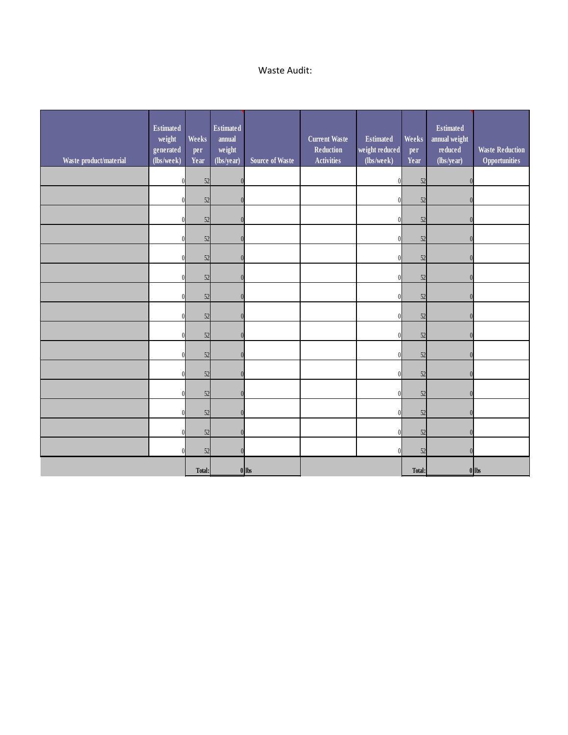Waste Audit:

| Waste product/material | Estimated weight generated (lbs/week) | Weeks per Year | Estimated annual weight (lbs/year) | Source of Waste | Current Waste Reduction Activities | Estimated weight reduced (lbs/week) | Weeks per Year | Estimated annual weight reduced (lbs/year) | Waste Reduction Opportunities |
|---|---|---|---|---|---|---|---|---|---|
| | 0 | 52 | 0 | | | 0 | 52 | 0 | |
| | 0 | 52 | 0 | | | 0 | 52 | 0 | |
| | 0 | 52 | 0 | | | 0 | 52 | 0 | |
| | 0 | 52 | 0 | | | 0 | 52 | 0 | |
| | 0 | 52 | 0 | | | 0 | 52 | 0 | |
| | 0 | 52 | 0 | | | 0 | 52 | 0 | |
| | 0 | 52 | 0 | | | 0 | 52 | 0 | |
| | 0 | 52 | 0 | | | 0 | 52 | 0 | |
| | 0 | 52 | 0 | | | 0 | 52 | 0 | |
| | 0 | 52 | 0 | | | 0 | 52 | 0 | |
| | 0 | 52 | 0 | | | 0 | 52 | 0 | |
| | 0 | 52 | 0 | | | 0 | 52 | 0 | |
| | 0 | 52 | 0 | | | 0 | 52 | 0 | |
| | 0 | 52 | 0 | | | 0 | 52 | 0 | |
| | 0 | 52 | 0 | | | 0 | 52 | 0 | |
| | | **Total:** | **0** | **lbs** | | | **Total:** | **0** | **lbs** |